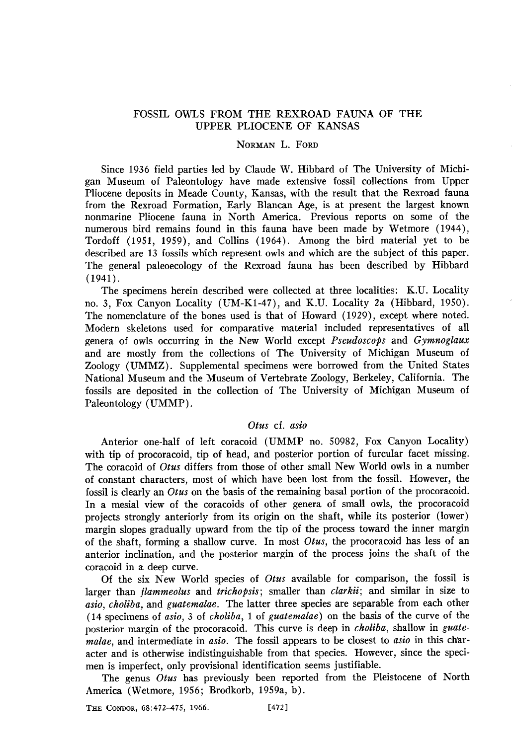# FOSSIL OWLS FROM THE REXROAD FAUNA OF THE UPPER PLIOCENE OF KANSAS

NORMAN L. FORD

Since 1936 field parties led by Claude W. Hibbard of The University of Michigan Museum of Paleontology have made extensive fossil collections from Upper Pliocene deposits in Meade County, Kansas, with the result that the Rexroad fauna from the Rexroad Formation, Early Blancan Age, is at present the largest known nonmarine Pliocene fauna in North America. Previous reports on some of the numerous bird remains found in this fauna have been made by Wetmore (1944), Tordoff (1951, 1959), and Collins (1964). Among the bird material yet to be described are 13 fossils which represent owls and which are the subject of this paper. The general paleoecology of the Rexroad fauna has been described by Hibbard (1941).

The specimens herein described were collected at three localities: K.U. Locality no. 3, Fox Canyon Locality (UM-K1-47), and K.U. Locality 2a (Hibbard, 1950). The nomenclature of the bones used is that of Howard (1929), except where noted. Modern skeletons used for comparative material included representatives of all genera of owls occurring in the New World except *Pseudoscops* and *Gymnoglaux* and are mostly from the collections of The University of Michigan Museum of Zoology (UMMZ). Supplemental specimens were borrowed from the United States National Museum and the Museum of Vertebrate Zoology, Berkeley, California. The fossils are deposited in the collection of The University of Michigan Museum of Paleontology (UMMP).

## *Otus* cf. *asio*

Anterior one-half of left coracoid (UMMP no. 50982, Fox Canyon Locality) with tip of procoracoid, tip of head, and posterior portion of furcular facet missing. The coracoid of *Otus* differs from those of other small New World owls in a number of constant characters, most of which have been lost from the fossil. However, the fossil is clearly an *Otus* on the basis of the remaining basal portion of the procoracoid. In a mesial view of the coracoids of other genera of small owls, the procoracoid projects strongly anteriorly from its origin on the shaft, while its posterior (lower) margin slopes gradually upward from the tip of the process toward the inner margin of the shaft, forming a shallow curve. In most *Otus*, the procoracoid has less of an anterior inclination, and the posterior margin of the process joins the shaft of the coracoid in a deep curve.

Of the six New World species of *Otus* available for comparison, the fossil is larger than *flammeolus* and *trichopsis*; smaller than *clarkii*; and similar in size to *asio*, *choliba*, and *guatemalae*. The latter three species are separable from each other (14 specimens of *asio*, 3 of *choliba*, 1 of *guatemalae*) on the basis of the curve of the posterior margin of the procoracoid. This curve is deep in *choliba*, shallow in *guatemalae*, and intermediate in *asio*. The fossil appears to be closest to *asio* in this character and is otherwise indistinguishable from that species. However, since the specimen is imperfect, only provisional identification seems justifiable.

The genus *Otus* has previously been reported from the Pleistocene of North America (Wetmore, 1956; Brodkorb, 1959a, b).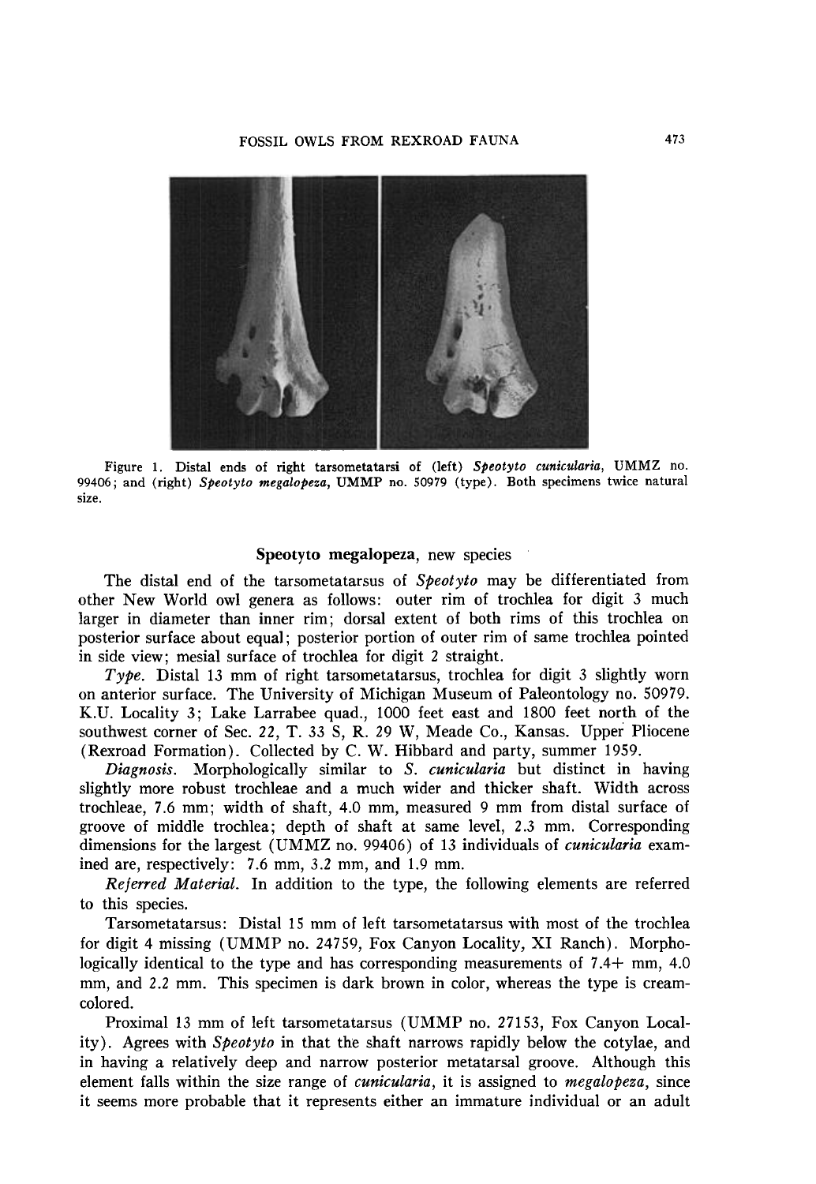Figure 1. Distal ends of right tarsometatarsi of (left) *Speotyto cunicularia*, UMMZ no. 99406; and (right) *Speotyto megalopeza*, UMMP no. 50979 (type). Both specimens twice natural size.

## Speotyto megalopeza, new species

The distal end of the tarsometatarsus of *Speotyto* may be differentiated from other New World owl genera as follows: outer rim of trochlea for digit 3 much larger in diameter than inner rim; dorsal extent of both rims of this trochlea on posterior surface about equal; posterior portion of outer rim of same trochlea pointed in side view; mesial surface of trochlea for digit 2 straight.

*Type.* Distal 13 mm of right tarsometatarsus, trochlea for digit 3 slightly worn on anterior surface. The University of Michigan Museum of Paleontology no. 50979. K.U. Locality 3; Lake Larrabee quad., 1000 feet east and 1800 feet north of the southwest corner of Sec. 22, T. 33 S, R. 29 W, Meade Co., Kansas. Upper Pliocene (Rexroad Formation). Collected by C. W. Hibbard and party, summer 1959.

*Diagnosis.* Morphologically similar to *S. cunicularia* but distinct in having slightly more robust trochleae and a much wider and thicker shaft. Width across trochleae, 7.6 mm; width of shaft, 4.0 mm, measured 9 mm from distal surface of groove of middle trochlea; depth of shaft at same level, 2.3 mm. Corresponding dimensions for the largest (UMMZ no. 99406) of 13 individuals of *cunicularia* examined are, respectively: 7.6 mm, 3.2 mm, and 1.9 mm.

*Referred Material.* In addition to the type, the following elements are referred to this species.

Tarsometatarsus: Distal 15 mm of left tarsometatarsus with most of the trochlea for digit 4 missing (UMMP no. 24759, Fox Canyon Locality, XI Ranch). Morphologically identical to the type and has corresponding measurements of 7.4+ mm, 4.0 mm, and 2.2 mm. This specimen is dark brown in color, whereas the type is cream-colored.

Proximal 13 mm of left tarsometatarsus (UMMP no. 27153, Fox Canyon Locality). Agrees with *Speotyto* in that the shaft narrows rapidly below the cotylae, and in having a relatively deep and narrow posterior metatarsal groove. Although this element falls within the size range of *cunicularia*, it is assigned to *megalopeza*, since it seems more probable that it represents either an immature individual or an adult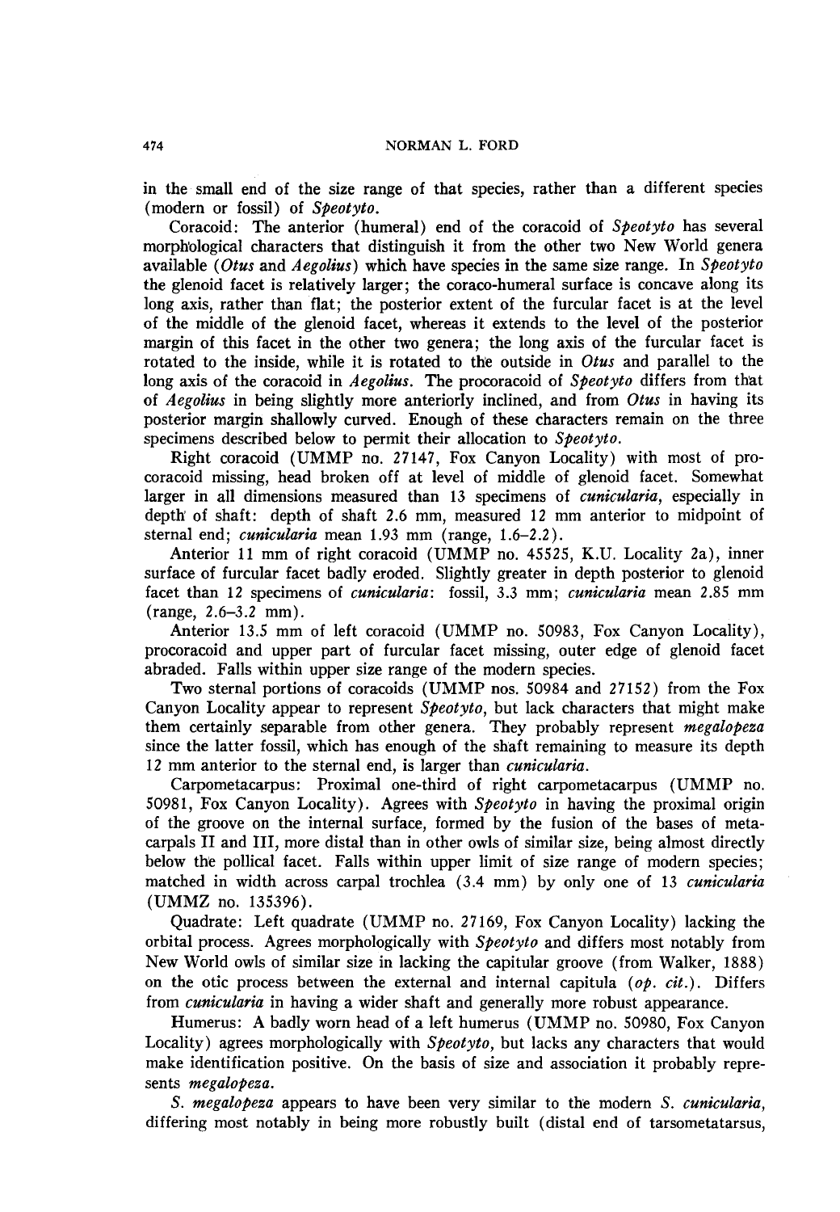in the small end of the size range of that species, rather than a different species (modern or fossil) of *Speotyto*.

Coracoid: The anterior (humeral) end of the coracoid of *Speotyto* has several morphological characters that distinguish it from the other two New World genera available (*Otus* and *Aegolius*) which have species in the same size range. In *Speotyto* the glenoid facet is relatively larger; the coraco-humeral surface is concave along its long axis, rather than flat; the posterior extent of the furcular facet is at the level of the middle of the glenoid facet, whereas it extends to the level of the posterior margin of this facet in the other two genera; the long axis of the furcular facet is rotated to the inside, while it is rotated to the outside in *Otus* and parallel to the long axis of the coracoid in *Aegolius*. The procoracoid of *Speotyto* differs from that of *Aegolius* in being slightly more anteriorly inclined, and from *Otus* in having its posterior margin shallowly curved. Enough of these characters remain on the three specimens described below to permit their allocation to *Speotyto*.

Right coracoid (UMMP no. 27147, Fox Canyon Locality) with most of procoracoid missing, head broken off at level of middle of glenoid facet. Somewhat larger in all dimensions measured than 13 specimens of *cunicularia*, especially in depth of shaft: depth of shaft 2.6 mm, measured 12 mm anterior to midpoint of sternal end; *cunicularia* mean 1.93 mm (range, 1.6–2.2).

Anterior 11 mm of right coracoid (UMMP no. 45525, K.U. Locality 2a), inner surface of furcular facet badly eroded. Slightly greater in depth posterior to glenoid facet than 12 specimens of *cunicularia*: fossil, 3.3 mm; *cunicularia* mean 2.85 mm (range, 2.6–3.2 mm).

Anterior 13.5 mm of left coracoid (UMMP no. 50983, Fox Canyon Locality), procoracoid and upper part of furcular facet missing, outer edge of glenoid facet abraded. Falls within upper size range of the modern species.

Two sternal portions of coracoids (UMMP nos. 50984 and 27152) from the Fox Canyon Locality appear to represent *Speotyto*, but lack characters that might make them certainly separable from other genera. They probably represent *megalopeza* since the latter fossil, which has enough of the shaft remaining to measure its depth 12 mm anterior to the sternal end, is larger than *cunicularia*.

Carpometacarpus: Proximal one-third of right carpometacarpus (UMMP no. 50981, Fox Canyon Locality). Agrees with *Speotyto* in having the proximal origin of the groove on the internal surface, formed by the fusion of the bases of metacarpals II and III, more distal than in other owls of similar size, being almost directly below the pollical facet. Falls within upper limit of size range of modern species; matched in width across carpal trochlea (3.4 mm) by only one of 13 *cunicularia* (UMMZ no. 135396).

Quadrate: Left quadrate (UMMP no. 27169, Fox Canyon Locality) lacking the orbital process. Agrees morphologically with *Speotyto* and differs most notably from New World owls of similar size in lacking the capitular groove (from Walker, 1888) on the otic process between the external and internal capitula (*op. cit.*). Differs from *cunicularia* in having a wider shaft and generally more robust appearance.

Humerus: A badly worn head of a left humerus (UMMP no. 50980, Fox Canyon Locality) agrees morphologically with *Speotyto*, but lacks any characters that would make identification positive. On the basis of size and association it probably represents *megalopeza*.

*S. megalopeza* appears to have been very similar to the modern *S. cunicularia*, differing most notably in being more robustly built (distal end of tarsometatarsus,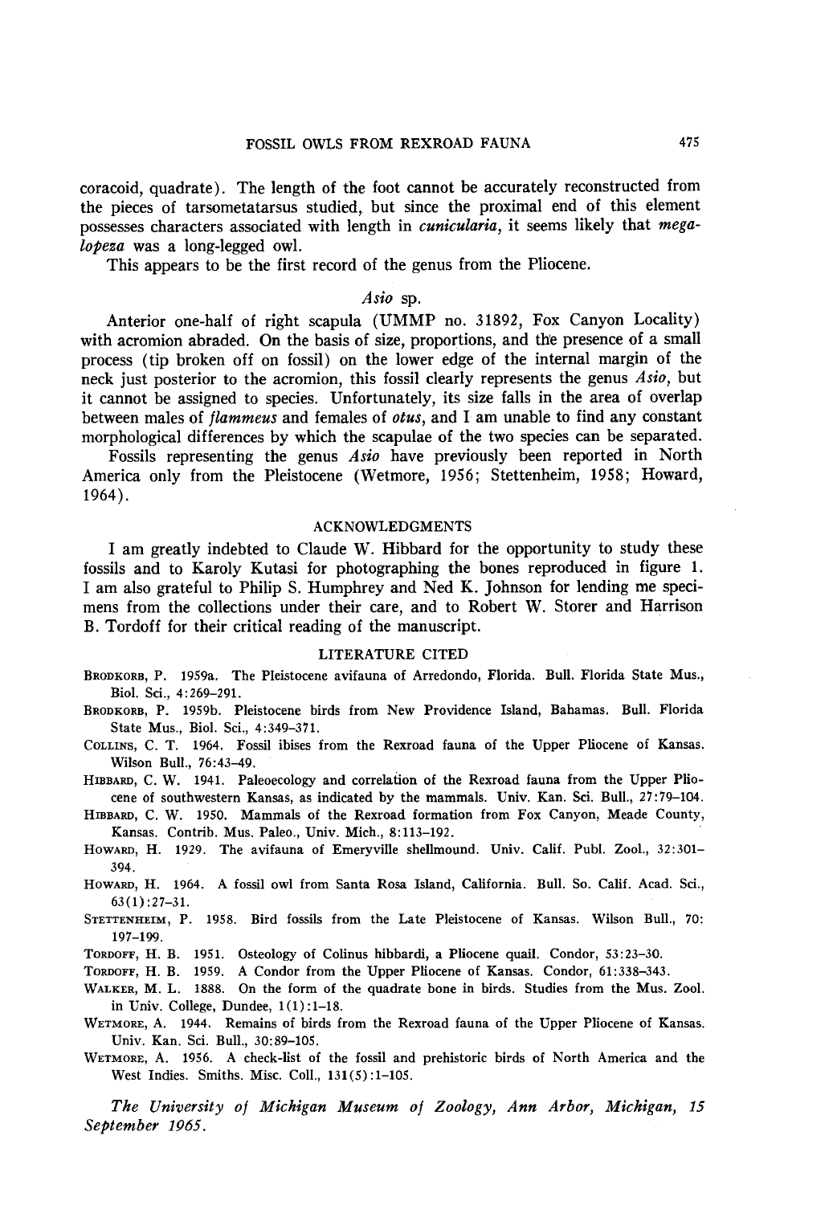coracoid, quadrate). The length of the foot cannot be accurately reconstructed from the pieces of tarsometatarsus studied, but since the proximal end of this element possesses characters associated with length in *cunicularia*, it seems likely that *megalopeza* was a long-legged owl.

This appears to be the first record of the genus from the Pliocene.

### *Asio* sp.

Anterior one-half of right scapula (UMMP no. 31892, Fox Canyon Locality) with acromion abraded. On the basis of size, proportions, and the presence of a small process (tip broken off on fossil) on the lower edge of the internal margin of the neck just posterior to the acromion, this fossil clearly represents the genus *Asio*, but it cannot be assigned to species. Unfortunately, its size falls in the area of overlap between males of *flammeus* and females of *otus*, and I am unable to find any constant morphological differences by which the scapulae of the two species can be separated.

Fossils representing the genus *Asio* have previously been reported in North America only from the Pleistocene (Wetmore, 1956; Stettenheim, 1958; Howard, 1964).

## ACKNOWLEDGMENTS

I am greatly indebted to Claude W. Hibbard for the opportunity to study these fossils and to Karoly Kutasi for photographing the bones reproduced in figure 1. I am also grateful to Philip S. Humphrey and Ned K. Johnson for lending me specimens from the collections under their care, and to Robert W. Storer and Harrison B. Tordoff for their critical reading of the manuscript.

## LITERATURE CITED

Brodkorb, P. 1959a. The Pleistocene avifauna of Arredondo, Florida. Bull. Florida State Mus., Biol. Sci., 4:269–291.

Brodkorb, P. 1959b. Pleistocene birds from New Providence Island, Bahamas. Bull. Florida State Mus., Biol. Sci., 4:349–371.

Collins, C. T. 1964. Fossil ibises from the Rexroad fauna of the Upper Pliocene of Kansas. Wilson Bull., 76:43–49.

Hibbard, C. W. 1941. Paleoecology and correlation of the Rexroad fauna from the Upper Pliocene of southwestern Kansas, as indicated by the mammals. Univ. Kan. Sci. Bull., 27:79–104.

Hibbard, C. W. 1950. Mammals of the Rexroad formation from Fox Canyon, Meade County, Kansas. Contrib. Mus. Paleo., Univ. Mich., 8:113–192.

Howard, H. 1929. The avifauna of Emeryville shellmound. Univ. Calif. Publ. Zool., 32:301–394.

Howard, H. 1964. A fossil owl from Santa Rosa Island, California. Bull. So. Calif. Acad. Sci., 63(1):27–31.

Stettenheim, P. 1958. Bird fossils from the Late Pleistocene of Kansas. Wilson Bull., 70: 197–199.

Tordoff, H. B. 1951. Osteology of Colinus hibbardi, a Pliocene quail. Condor, 53:23–30.

Tordoff, H. B. 1959. A Condor from the Upper Pliocene of Kansas. Condor, 61:338–343.

Walker, M. L. 1888. On the form of the quadrate bone in birds. Studies from the Mus. Zool. in Univ. College, Dundee, 1(1):1–18.

Wetmore, A. 1944. Remains of birds from the Rexroad fauna of the Upper Pliocene of Kansas. Univ. Kan. Sci. Bull., 30:89–105.

Wetmore, A. 1956. A check-list of the fossil and prehistoric birds of North America and the West Indies. Smiths. Misc. Coll., 131(5):1–105.

*The University of Michigan Museum of Zoology, Ann Arbor, Michigan, 15 September 1965.*